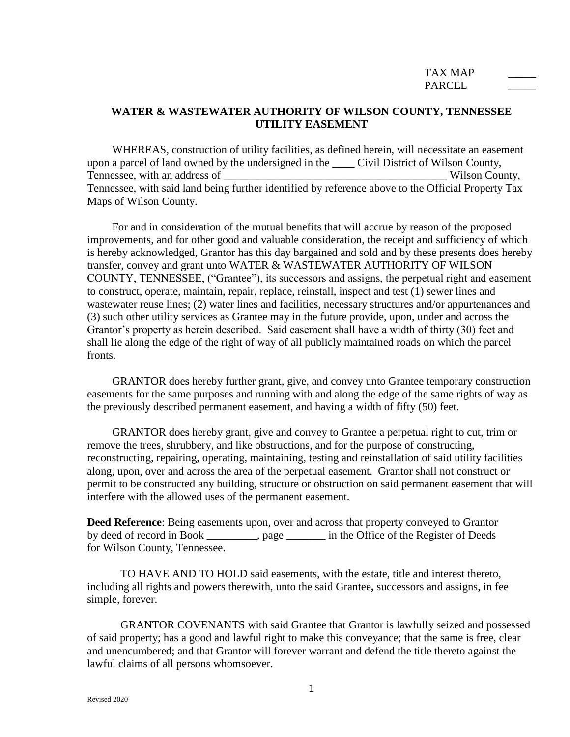TAX MAP _____
PARCEL _____

**WATER & WASTEWATER AUTHORITY OF WILSON COUNTY, TENNESSEE UTILITY EASEMENT**

WHEREAS, construction of utility facilities, as defined herein, will necessitate an easement upon a parcel of land owned by the undersigned in the ____ Civil District of Wilson County, Tennessee, with an address of ________________________________________ Wilson County, Tennessee, with said land being further identified by reference above to the Official Property Tax Maps of Wilson County.

For and in consideration of the mutual benefits that will accrue by reason of the proposed improvements, and for other good and valuable consideration, the receipt and sufficiency of which is hereby acknowledged, Grantor has this day bargained and sold and by these presents does hereby transfer, convey and grant unto WATER & WASTEWATER AUTHORITY OF WILSON COUNTY, TENNESSEE, ("Grantee"), its successors and assigns, the perpetual right and easement to construct, operate, maintain, repair, replace, reinstall, inspect and test (1) sewer lines and wastewater reuse lines; (2) water lines and facilities, necessary structures and/or appurtenances and (3) such other utility services as Grantee may in the future provide, upon, under and across the Grantor's property as herein described. Said easement shall have a width of thirty (30) feet and shall lie along the edge of the right of way of all publicly maintained roads on which the parcel fronts.

GRANTOR does hereby further grant, give, and convey unto Grantee temporary construction easements for the same purposes and running with and along the edge of the same rights of way as the previously described permanent easement, and having a width of fifty (50) feet.

GRANTOR does hereby grant, give and convey to Grantee a perpetual right to cut, trim or remove the trees, shrubbery, and like obstructions, and for the purpose of constructing, reconstructing, repairing, operating, maintaining, testing and reinstallation of said utility facilities along, upon, over and across the area of the perpetual easement. Grantor shall not construct or permit to be constructed any building, structure or obstruction on said permanent easement that will interfere with the allowed uses of the permanent easement.

**Deed Reference**: Being easements upon, over and across that property conveyed to Grantor by deed of record in Book _________, page _______ in the Office of the Register of Deeds for Wilson County, Tennessee.

TO HAVE AND TO HOLD said easements, with the estate, title and interest thereto, including all rights and powers therewith, unto the said Grantee**,** successors and assigns, in fee simple, forever.

GRANTOR COVENANTS with said Grantee that Grantor is lawfully seized and possessed of said property; has a good and lawful right to make this conveyance; that the same is free, clear and unencumbered; and that Grantor will forever warrant and defend the title thereto against the lawful claims of all persons whomsoever.

Revised 2020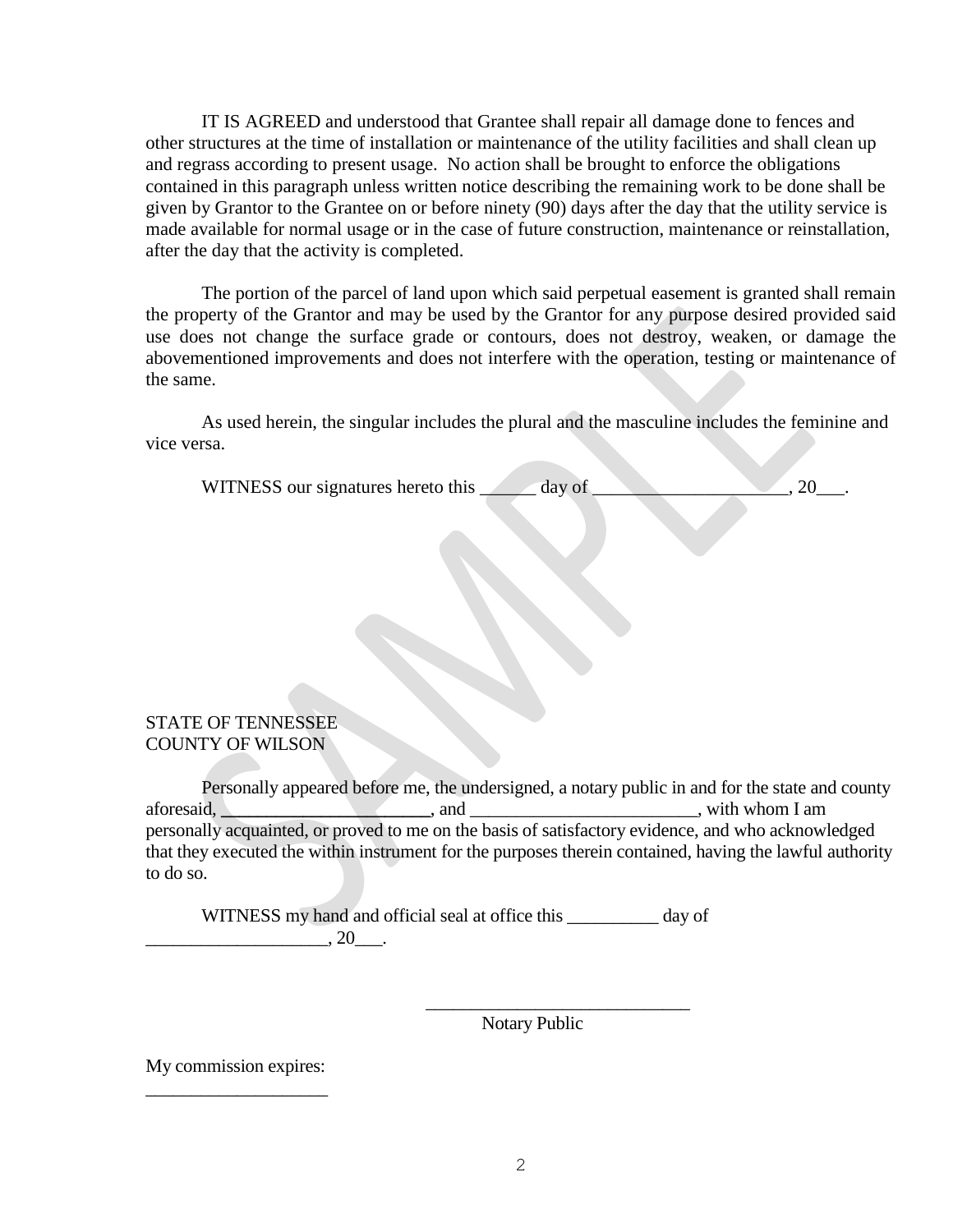IT IS AGREED and understood that Grantee shall repair all damage done to fences and other structures at the time of installation or maintenance of the utility facilities and shall clean up and regrass according to present usage. No action shall be brought to enforce the obligations contained in this paragraph unless written notice describing the remaining work to be done shall be given by Grantor to the Grantee on or before ninety (90) days after the day that the utility service is made available for normal usage or in the case of future construction, maintenance or reinstallation, after the day that the activity is completed.

The portion of the parcel of land upon which said perpetual easement is granted shall remain the property of the Grantor and may be used by the Grantor for any purpose desired provided said use does not change the surface grade or contours, does not destroy, weaken, or damage the abovementioned improvements and does not interfere with the operation, testing or maintenance of the same.

As used herein, the singular includes the plural and the masculine includes the feminine and vice versa.

WITNESS our signatures hereto this ______ day of _____________________, 20___.

STATE OF TENNESSEE
COUNTY OF WILSON

Personally appeared before me, the undersigned, a notary public in and for the state and county aforesaid, _______________________, and _________________________, with whom I am personally acquainted, or proved to me on the basis of satisfactory evidence, and who acknowledged that they executed the within instrument for the purposes therein contained, having the lawful authority to do so.

WITNESS my hand and official seal at office this __________ day of ____________________, 20___.

_____________________________
Notary Public

My commission expires:
____________________